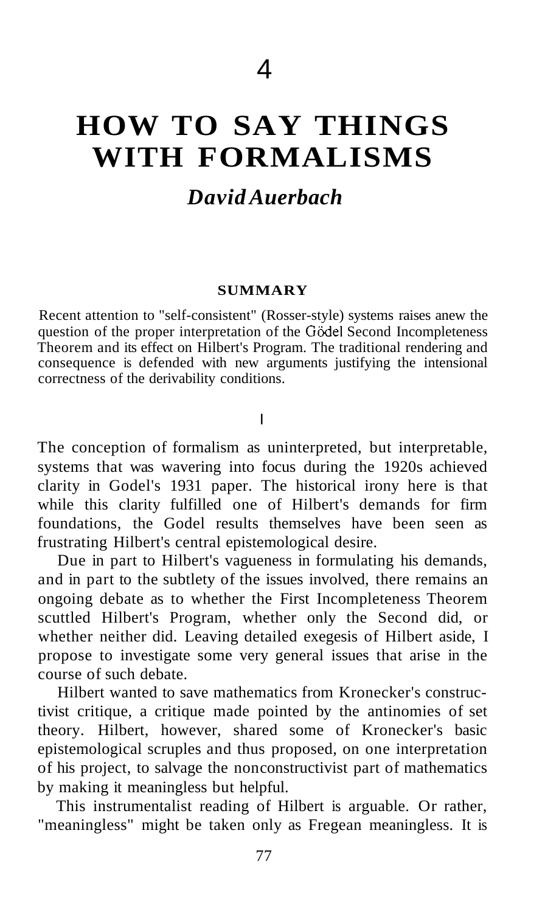4

# HOW TO SAY THINGS WITH FORMALISMS

## *David Auerbach*

### SUMMARY

Recent attention to "self-consistent" (Rosser-style) systems raises anew the question of the proper interpretation of the Gödel Second Incompleteness Theorem and its effect on Hilbert's Program. The traditional rendering and consequence is defended with new arguments justifying the intensional correctness of the derivability conditions.

I

The conception of formalism as uninterpreted, but interpretable, systems that was wavering into focus during the 1920s achieved clarity in Godel's 1931 paper. The historical irony here is that while this clarity fulfilled one of Hilbert's demands for firm foundations, the Godel results themselves have been seen as frustrating Hilbert's central epistemological desire.

Due in part to Hilbert's vagueness in formulating his demands, and in part to the subtlety of the issues involved, there remains an ongoing debate as to whether the First Incompleteness Theorem scuttled Hilbert's Program, whether only the Second did, or whether neither did. Leaving detailed exegesis of Hilbert aside, I propose to investigate some very general issues that arise in the course of such debate.

Hilbert wanted to save mathematics from Kronecker's constructivist critique, a critique made pointed by the antinomies of set theory. Hilbert, however, shared some of Kronecker's basic epistemological scruples and thus proposed, on one interpretation of his project, to salvage the nonconstructivist part of mathematics by making it meaningless but helpful.

This instrumentalist reading of Hilbert is arguable. Or rather, "meaningless" might be taken only as Fregean meaningless. It is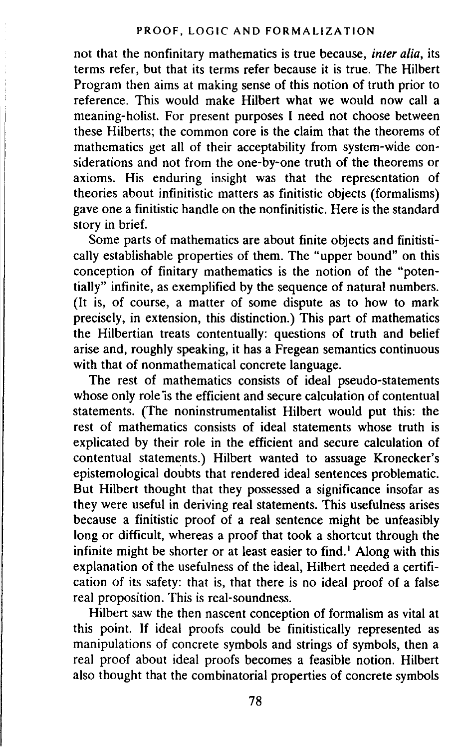not that the nonfinitary mathematics is true because, *inter alia*, its terms refer, but that its terms refer because it is true. The Hilbert Program then aims at making sense of this notion of truth prior to reference. This would make Hilbert what we would now call a meaning-holist. For present purposes I need not choose between these Hilberts; the common core is the claim that the theorems of mathematics get all of their acceptability from system-wide considerations and not from the one-by-one truth of the theorems or axioms. His enduring insight was that the representation of theories about infinitistic matters as finitistic objects (formalisms) gave one a finitistic handle on the nonfinitistic. Here is the standard story in brief.

Some parts of mathematics are about finite objects and finitistically establishable properties of them. The "upper bound" on this conception of finitary mathematics is the notion of the "potentially" infinite, as exemplified by the sequence of natural numbers. (It is, of course, a matter of some dispute as to how to mark precisely, in extension, this distinction.) This part of mathematics the Hilbertian treats contentually: questions of truth and belief arise and, roughly speaking, it has a Fregean semantics continuous with that of nonmathematical concrete language.

The rest of mathematics consists of ideal pseudo-statements whose only role is the efficient and secure calculation of contentual statements. (The noninstrumentalist Hilbert would put this: the rest of mathematics consists of ideal statements whose truth is explicated by their role in the efficient and secure calculation of contentual statements.) Hilbert wanted to assuage Kronecker's epistemological doubts that rendered ideal sentences problematic. But Hilbert thought that they possessed a significance insofar as they were useful in deriving real statements. This usefulness arises because a finitistic proof of a real sentence might be unfeasibly long or difficult, whereas a proof that took a shortcut through the infinite might be shorter or at least easier to find.[1] Along with this explanation of the usefulness of the ideal, Hilbert needed a certification of its safety: that is, that there is no ideal proof of a false real proposition. This is real-soundness.

Hilbert saw the then nascent conception of formalism as vital at this point. If ideal proofs could be finitistically represented as manipulations of concrete symbols and strings of symbols, then a real proof about ideal proofs becomes a feasible notion. Hilbert also thought that the combinatorial properties of concrete symbols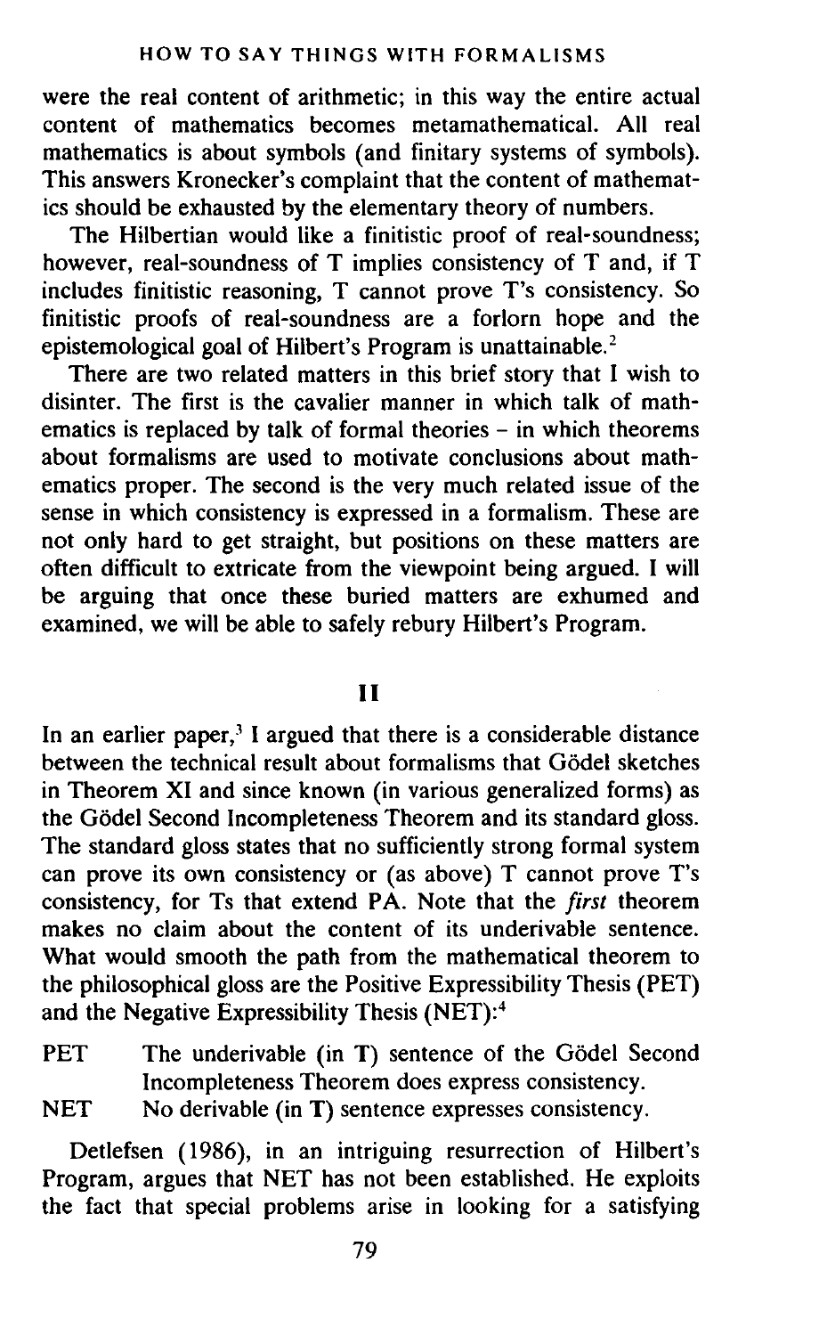were the real content of arithmetic; in this way the entire actual content of mathematics becomes metamathematical. All real mathematics is about symbols (and finitary systems of symbols). This answers Kronecker's complaint that the content of mathematics should be exhausted by the elementary theory of numbers.

The Hilbertian would like a finitistic proof of real-soundness; however, real-soundness of T implies consistency of T and, if T includes finitistic reasoning, T cannot prove T's consistency. So finitistic proofs of real-soundness are a forlorn hope and the epistemological goal of Hilbert's Program is unattainable.[2]

There are two related matters in this brief story that I wish to disinter. The first is the cavalier manner in which talk of mathematics is replaced by talk of formal theories – in which theorems about formalisms are used to motivate conclusions about mathematics proper. The second is the very much related issue of the sense in which consistency is expressed in a formalism. These are not only hard to get straight, but positions on these matters are often difficult to extricate from the viewpoint being argued. I will be arguing that once these buried matters are exhumed and examined, we will be able to safely rebury Hilbert's Program.

## II

In an earlier paper,[3] I argued that there is a considerable distance between the technical result about formalisms that Gödel sketches in Theorem XI and since known (in various generalized forms) as the Gödel Second Incompleteness Theorem and its standard gloss. The standard gloss states that no sufficiently strong formal system can prove its own consistency or (as above) T cannot prove T's consistency, for Ts that extend PA. Note that the *first* theorem makes no claim about the content of its underivable sentence. What would smooth the path from the mathematical theorem to the philosophical gloss are the Positive Expressibility Thesis (PET) and the Negative Expressibility Thesis (NET):[4]

PET The underivable (in **T**) sentence of the Gödel Second Incompleteness Theorem does express consistency.

NET No derivable (in **T**) sentence expresses consistency.

Detlefsen (1986), in an intriguing resurrection of Hilbert's Program, argues that NET has not been established. He exploits the fact that special problems arise in looking for a satisfying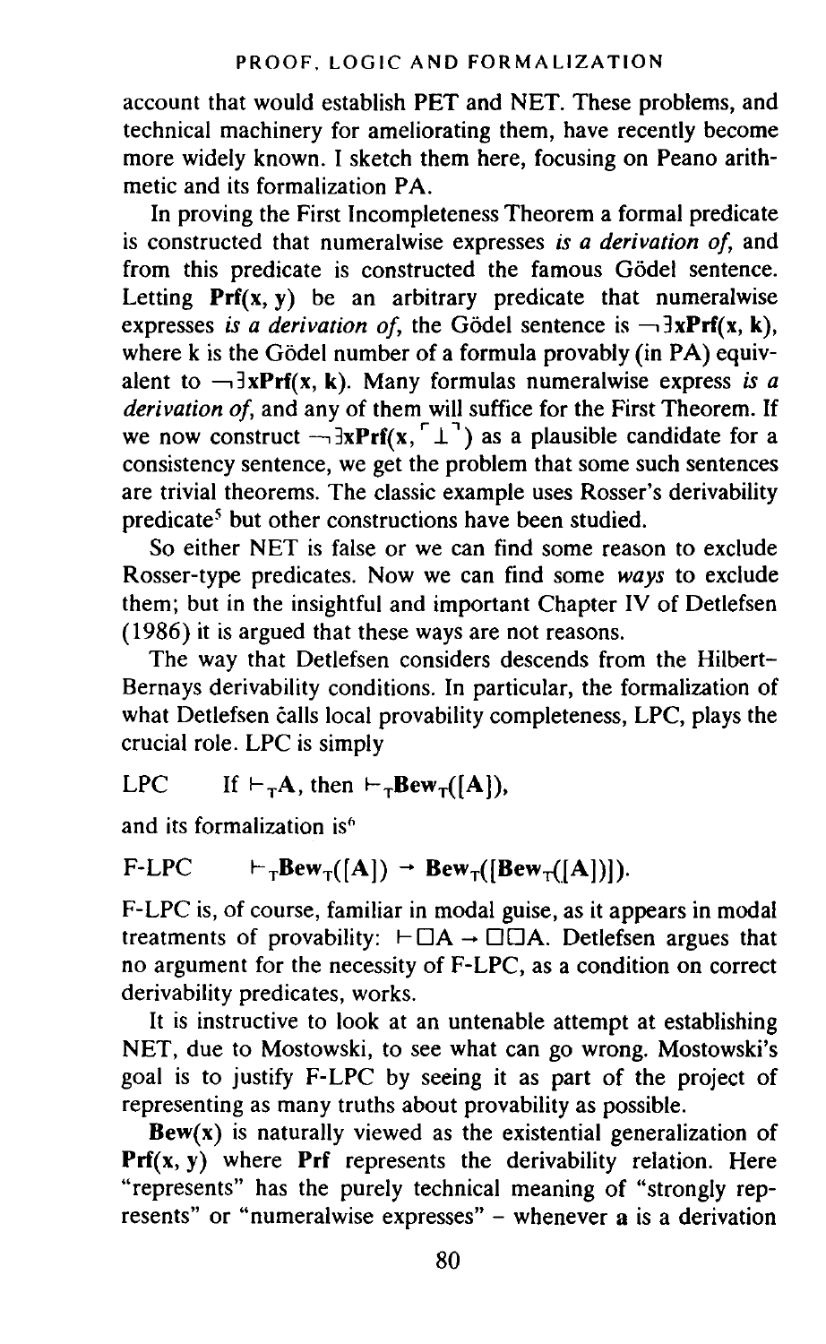account that would establish PET and NET. These problems, and technical machinery for ameliorating them, have recently become more widely known. I sketch them here, focusing on Peano arithmetic and its formalization PA.

In proving the First Incompleteness Theorem a formal predicate is constructed that numeralwise expresses *is a derivation of*, and from this predicate is constructed the famous Gödel sentence. Letting $\mathbf{Prf}(\mathbf{x}, \mathbf{y})$ be an arbitrary predicate that numeralwise expresses *is a derivation of*, the Gödel sentence is $\neg\exists \mathbf{x}\mathbf{Prf}(\mathbf{x}, \mathbf{k})$, where k is the Gödel number of a formula provably (in PA) equivalent to $\neg\exists \mathbf{x}\mathbf{Prf}(\mathbf{x}, \mathbf{k})$. Many formulas numeralwise express *is a derivation of*, and any of them will suffice for the First Theorem. If we now construct $\neg\exists \mathbf{x}\mathbf{Prf}(\mathbf{x}, \ulcorner\bot\urcorner)$ as a plausible candidate for a consistency sentence, we get the problem that some such sentences are trivial theorems. The classic example uses Rosser's derivability predicate[5] but other constructions have been studied.

So either NET is false or we can find some reason to exclude Rosser-type predicates. Now we can find some *ways* to exclude them; but in the insightful and important Chapter IV of Detlefsen (1986) it is argued that these ways are not reasons.

The way that Detlefsen considers descends from the Hilbert–Bernays derivability conditions. In particular, the formalization of what Detlefsen calls local provability completeness, LPC, plays the crucial role. LPC is simply

LPC    If $\vdash_T \mathbf{A}$, then $\vdash_T \mathbf{Bew}_T([\mathbf{A}])$,

and its formalization is[6]

F-LPC    $\vdash_T \mathbf{Bew}_T([\mathbf{A}]) \rightarrow \mathbf{Bew}_T([\mathbf{Bew}_T([\mathbf{A}])])$.

F-LPC is, of course, familiar in modal guise, as it appears in modal treatments of provability: $\vdash \Box A \rightarrow \Box\Box A$. Detlefsen argues that no argument for the necessity of F-LPC, as a condition on correct derivability predicates, works.

It is instructive to look at an untenable attempt at establishing NET, due to Mostowski, to see what can go wrong. Mostowski's goal is to justify F-LPC by seeing it as part of the project of representing as many truths about provability as possible.

$\mathbf{Bew}(\mathbf{x})$ is naturally viewed as the existential generalization of $\mathbf{Prf}(\mathbf{x}, \mathbf{y})$ where $\mathbf{Prf}$ represents the derivability relation. Here "represents" has the purely technical meaning of "strongly represents" or "numeralwise expresses" – whenever **a** is a derivation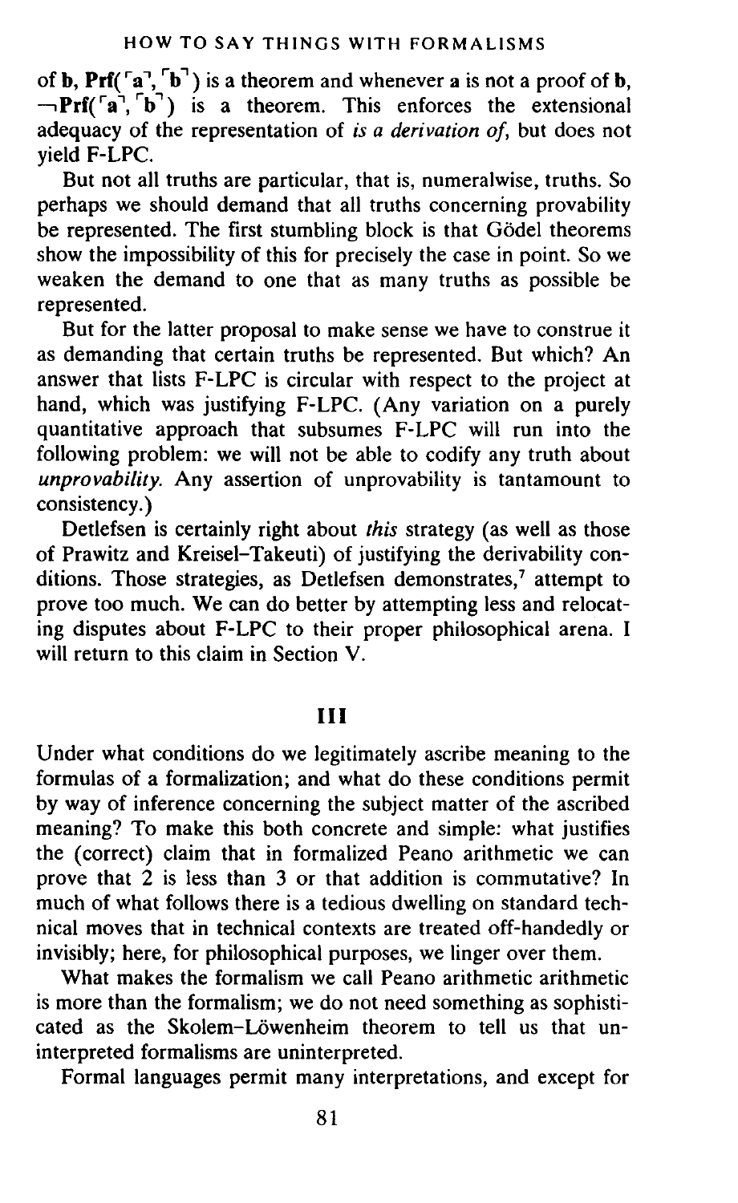of **b**, **Prf**(⌜**a**⌝, ⌜**b**⌝) is a theorem and whenever **a** is not a proof of **b**, ¬**Prf**(⌜**a**⌝, ⌜**b**⌝) is a theorem. This enforces the extensional adequacy of the representation of *is a derivation of*, but does not yield F-LPC.

But not all truths are particular, that is, numeralwise, truths. So perhaps we should demand that all truths concerning provability be represented. The first stumbling block is that Gödel theorems show the impossibility of this for precisely the case in point. So we weaken the demand to one that as many truths as possible be represented.

But for the latter proposal to make sense we have to construe it as demanding that certain truths be represented. But which? An answer that lists F-LPC is circular with respect to the project at hand, which was justifying F-LPC. (Any variation on a purely quantitative approach that subsumes F-LPC will run into the following problem: we will not be able to codify any truth about *unprovability*. Any assertion of unprovability is tantamount to consistency.)

Detlefsen is certainly right about *this* strategy (as well as those of Prawitz and Kreisel–Takeuti) of justifying the derivability conditions. Those strategies, as Detlefsen demonstrates,[7] attempt to prove too much. We can do better by attempting less and relocating disputes about F-LPC to their proper philosophical arena. I will return to this claim in Section V.

## III

Under what conditions do we legitimately ascribe meaning to the formulas of a formalization; and what do these conditions permit by way of inference concerning the subject matter of the ascribed meaning? To make this both concrete and simple: what justifies the (correct) claim that in formalized Peano arithmetic we can prove that 2 is less than 3 or that addition is commutative? In much of what follows there is a tedious dwelling on standard technical moves that in technical contexts are treated off-handedly or invisibly; here, for philosophical purposes, we linger over them.

What makes the formalism we call Peano arithmetic arithmetic is more than the formalism; we do not need something as sophisticated as the Skolem–Löwenheim theorem to tell us that uninterpreted formalisms are uninterpreted.

Formal languages permit many interpretations, and except for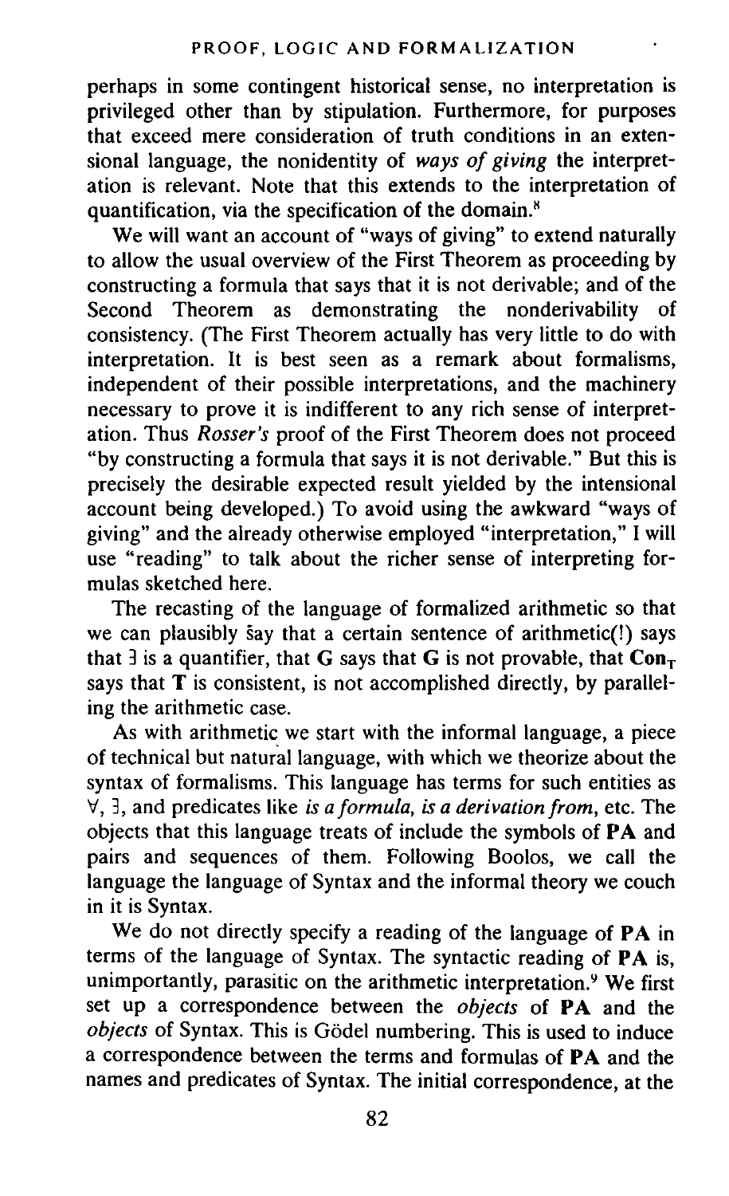perhaps in some contingent historical sense, no interpretation is privileged other than by stipulation. Furthermore, for purposes that exceed mere consideration of truth conditions in an extensional language, the nonidentity of *ways of giving* the interpretation is relevant. Note that this extends to the interpretation of quantification, via the specification of the domain.[8]

We will want an account of "ways of giving" to extend naturally to allow the usual overview of the First Theorem as proceeding by constructing a formula that says that it is not derivable; and of the Second Theorem as demonstrating the nonderivability of consistency. (The First Theorem actually has very little to do with interpretation. It is best seen as a remark about formalisms, independent of their possible interpretations, and the machinery necessary to prove it is indifferent to any rich sense of interpretation. Thus *Rosser's* proof of the First Theorem does not proceed "by constructing a formula that says it is not derivable." But this is precisely the desirable expected result yielded by the intensional account being developed.) To avoid using the awkward "ways of giving" and the already otherwise employed "interpretation," I will use "reading" to talk about the richer sense of interpreting formulas sketched here.

The recasting of the language of formalized arithmetic so that we can plausibly say that a certain sentence of arithmetic(!) says that ∃ is a quantifier, that **G** says that **G** is not provable, that $\mathbf{Con_T}$ says that **T** is consistent, is not accomplished directly, by paralleling the arithmetic case.

As with arithmetic we start with the informal language, a piece of technical but natural language, with which we theorize about the syntax of formalisms. This language has terms for such entities as ∀, ∃, and predicates like *is a formula, is a derivation from*, etc. The objects that this language treats of include the symbols of **PA** and pairs and sequences of them. Following Boolos, we call the language the language of Syntax and the informal theory we couch in it is Syntax.

We do not directly specify a reading of the language of **PA** in terms of the language of Syntax. The syntactic reading of **PA** is, unimportantly, parasitic on the arithmetic interpretation.[9] We first set up a correspondence between the *objects* of **PA** and the *objects* of Syntax. This is Gödel numbering. This is used to induce a correspondence between the terms and formulas of **PA** and the names and predicates of Syntax. The initial correspondence, at the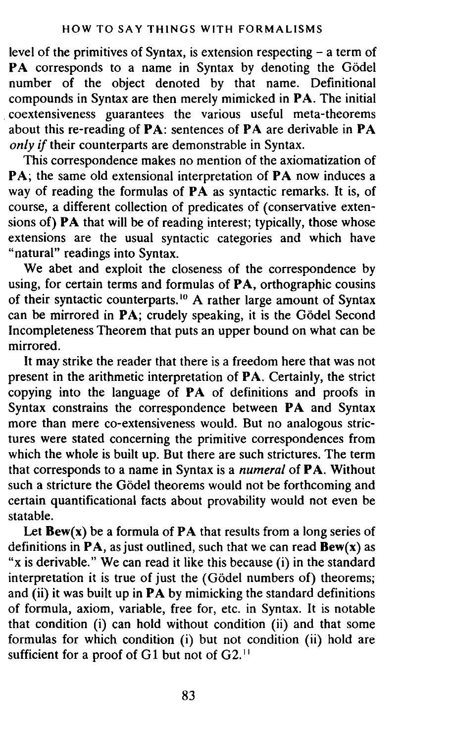level of the primitives of Syntax, is extension respecting – a term of **PA** corresponds to a name in Syntax by denoting the Gödel number of the object denoted by that name. Definitional compounds in Syntax are then merely mimicked in **PA**. The initial coextensiveness guarantees the various useful meta-theorems about this re-reading of **PA**: sentences of **PA** are derivable in **PA** *only if* their counterparts are demonstrable in Syntax.

This correspondence makes no mention of the axiomatization of **PA**; the same old extensional interpretation of **PA** now induces a way of reading the formulas of **PA** as syntactic remarks. It is, of course, a different collection of predicates of (conservative extensions of) **PA** that will be of reading interest; typically, those whose extensions are the usual syntactic categories and which have "natural" readings into Syntax.

We abet and exploit the closeness of the correspondence by using, for certain terms and formulas of **PA**, orthographic cousins of their syntactic counterparts.[10] A rather large amount of Syntax can be mirrored in **PA**; crudely speaking, it is the Gödel Second Incompleteness Theorem that puts an upper bound on what can be mirrored.

It may strike the reader that there is a freedom here that was not present in the arithmetic interpretation of **PA**. Certainly, the strict copying into the language of **PA** of definitions and proofs in Syntax constrains the correspondence between **PA** and Syntax more than mere co-extensiveness would. But no analogous strictures were stated concerning the primitive correspondences from which the whole is built up. But there are such strictures. The term that corresponds to a name in Syntax is a *numeral* of **PA**. Without such a stricture the Gödel theorems would not be forthcoming and certain quantificational facts about provability would not even be statable.

Let **Bew(x)** be a formula of **PA** that results from a long series of definitions in **PA**, as just outlined, such that we can read **Bew(x)** as "x is derivable." We can read it like this because (i) in the standard interpretation it is true of just the (Gödel numbers of) theorems; and (ii) it was built up in **PA** by mimicking the standard definitions of formula, axiom, variable, free for, etc. in Syntax. It is notable that condition (i) can hold without condition (ii) and that some formulas for which condition (i) but not condition (ii) hold are sufficient for a proof of G1 but not of G2.[11]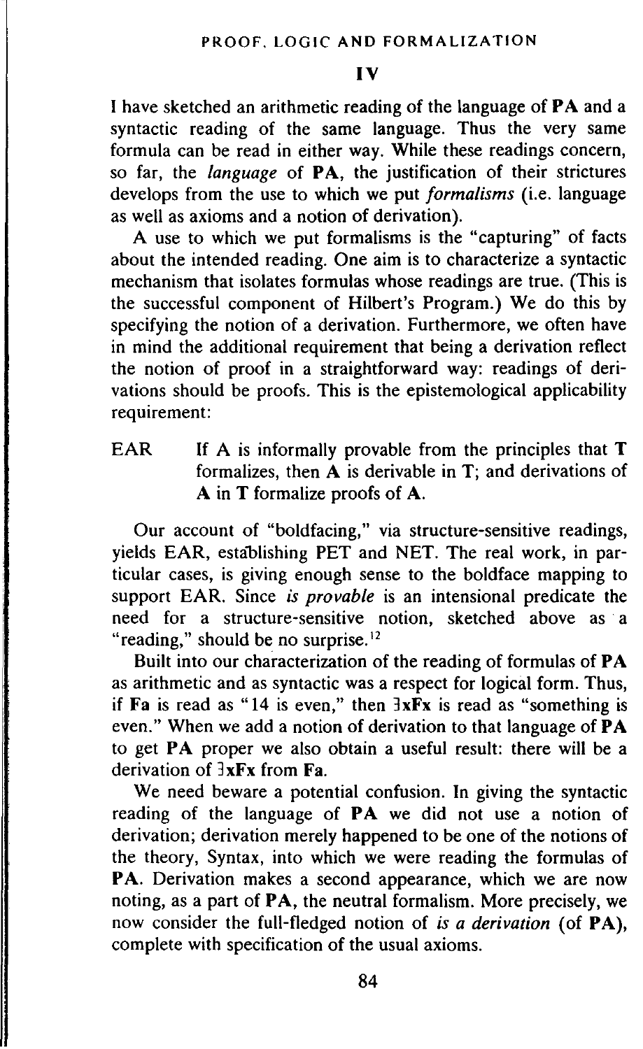## IV

I have sketched an arithmetic reading of the language of **PA** and a syntactic reading of the same language. Thus the very same formula can be read in either way. While these readings concern, so far, the *language* of **PA**, the justification of their strictures develops from the use to which we put *formalisms* (i.e. language as well as axioms and a notion of derivation).

A use to which we put formalisms is the "capturing" of facts about the intended reading. One aim is to characterize a syntactic mechanism that isolates formulas whose readings are true. (This is the successful component of Hilbert's Program.) We do this by specifying the notion of a derivation. Furthermore, we often have in mind the additional requirement that being a derivation reflect the notion of proof in a straightforward way: readings of derivations should be proofs. This is the epistemological applicability requirement:

EAR If A is informally provable from the principles that **T** formalizes, then **A** is derivable in **T**; and derivations of **A** in **T** formalize proofs of **A**.

Our account of "boldfacing," via structure-sensitive readings, yields EAR, establishing PET and NET. The real work, in particular cases, is giving enough sense to the boldface mapping to support EAR. Since *is provable* is an intensional predicate the need for a structure-sensitive notion, sketched above as a "reading," should be no surprise.[12]

Built into our characterization of the reading of formulas of **PA** as arithmetic and as syntactic was a respect for logical form. Thus, if **Fa** is read as "14 is even," then **∃xFx** is read as "something is even." When we add a notion of derivation to that language of **PA** to get **PA** proper we also obtain a useful result: there will be a derivation of **∃xFx** from **Fa**.

We need beware a potential confusion. In giving the syntactic reading of the language of **PA** we did not use a notion of derivation; derivation merely happened to be one of the notions of the theory, Syntax, into which we were reading the formulas of **PA**. Derivation makes a second appearance, which we are now noting, as a part of **PA**, the neutral formalism. More precisely, we now consider the full-fledged notion of *is a derivation* (of **PA**), complete with specification of the usual axioms.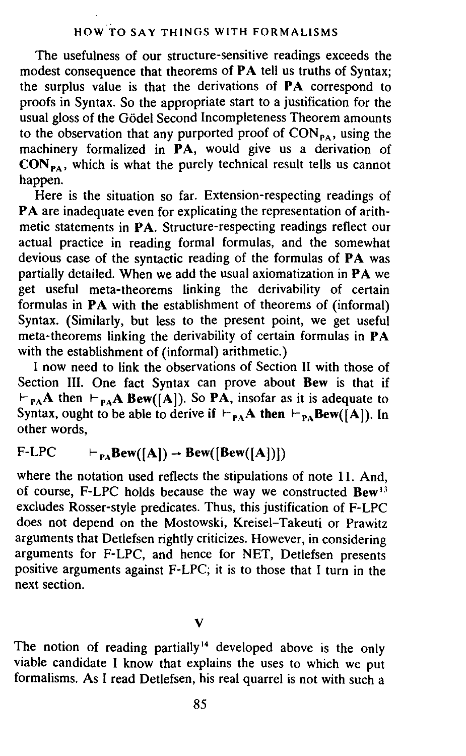The usefulness of our structure-sensitive readings exceeds the modest consequence that theorems of **PA** tell us truths of Syntax; the surplus value is that the derivations of **PA** correspond to proofs in Syntax. So the appropriate start to a justification for the usual gloss of the Gödel Second Incompleteness Theorem amounts to the observation that any purported proof of $CON_{PA}$, using the machinery formalized in **PA**, would give us a derivation of $\mathbf{CON_{PA}}$, which is what the purely technical result tells us cannot happen.

Here is the situation so far. Extension-respecting readings of **PA** are inadequate even for explicating the representation of arithmetic statements in **PA**. Structure-respecting readings reflect our actual practice in reading formal formulas, and the somewhat devious case of the syntactic reading of the formulas of **PA** was partially detailed. When we add the usual axiomatization in **PA** we get useful meta-theorems linking the derivability of certain formulas in **PA** with the establishment of theorems of (informal) Syntax. (Similarly, but less to the present point, we get useful meta-theorems linking the derivability of certain formulas in **PA** with the establishment of (informal) arithmetic.)

I now need to link the observations of Section II with those of Section III. One fact Syntax can prove about **Bew** is that if $\vdash_{PA}A$ then $\vdash_{PA}A$ **Bew([A])**. So **PA**, insofar as it is adequate to Syntax, ought to be able to derive **if** $\vdash_{PA}$**A then** $\vdash_{PA}$**Bew([A])**. In other words,

F-LPC $\qquad \vdash_{PA}\mathbf{Bew([A])} \rightarrow \mathbf{Bew([Bew([A])])}$

where the notation used reflects the stipulations of note 11. And, of course, F-LPC holds because the way we constructed **Bew**[13] excludes Rosser-style predicates. Thus, this justification of F-LPC does not depend on the Mostowski, Kreisel–Takeuti or Prawitz arguments that Detlefsen rightly criticizes. However, in considering arguments for F-LPC, and hence for NET, Detlefsen presents positive arguments against F-LPC; it is to those that I turn in the next section.

## V

The notion of reading partially[14] developed above is the only viable candidate I know that explains the uses to which we put formalisms. As I read Detlefsen, his real quarrel is not with such a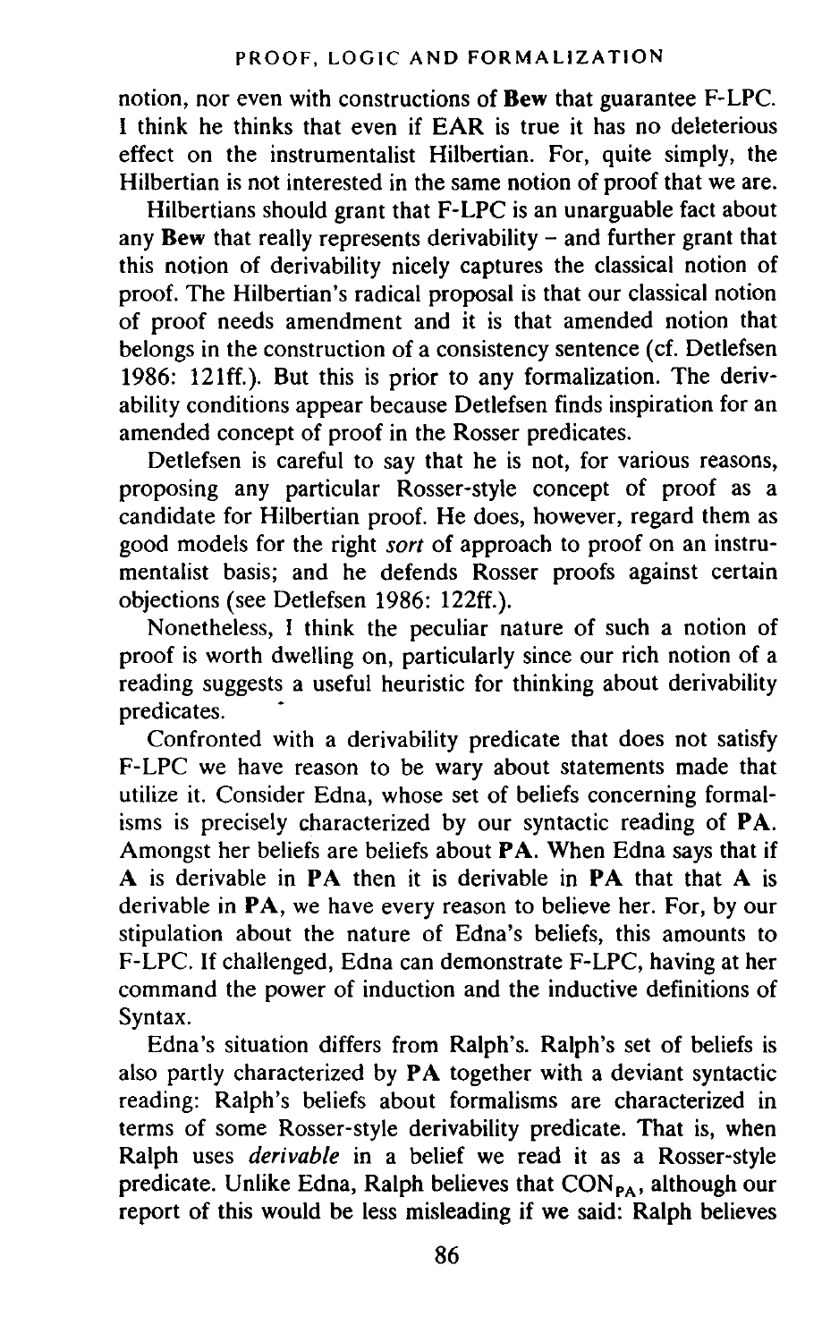notion, nor even with constructions of **Bew** that guarantee F-LPC. I think he thinks that even if EAR is true it has no deleterious effect on the instrumentalist Hilbertian. For, quite simply, the Hilbertian is not interested in the same notion of proof that we are.

Hilbertians should grant that F-LPC is an unarguable fact about any **Bew** that really represents derivability – and further grant that this notion of derivability nicely captures the classical notion of proof. The Hilbertian's radical proposal is that our classical notion of proof needs amendment and it is that amended notion that belongs in the construction of a consistency sentence (cf. Detlefsen 1986: 121ff.). But this is prior to any formalization. The derivability conditions appear because Detlefsen finds inspiration for an amended concept of proof in the Rosser predicates.

Detlefsen is careful to say that he is not, for various reasons, proposing any particular Rosser-style concept of proof as a candidate for Hilbertian proof. He does, however, regard them as good models for the right *sort* of approach to proof on an instrumentalist basis; and he defends Rosser proofs against certain objections (see Detlefsen 1986: 122ff.).

Nonetheless, I think the peculiar nature of such a notion of proof is worth dwelling on, particularly since our rich notion of a reading suggests a useful heuristic for thinking about derivability predicates.

Confronted with a derivability predicate that does not satisfy F-LPC we have reason to be wary about statements made that utilize it. Consider Edna, whose set of beliefs concerning formalisms is precisely characterized by our syntactic reading of **PA**. Amongst her beliefs are beliefs about **PA**. When Edna says that if **A** is derivable in **PA** then it is derivable in **PA** that that **A** is derivable in **PA**, we have every reason to believe her. For, by our stipulation about the nature of Edna's beliefs, this amounts to F-LPC. If challenged, Edna can demonstrate F-LPC, having at her command the power of induction and the inductive definitions of Syntax.

Edna's situation differs from Ralph's. Ralph's set of beliefs is also partly characterized by **PA** together with a deviant syntactic reading: Ralph's beliefs about formalisms are characterized in terms of some Rosser-style derivability predicate. That is, when Ralph uses *derivable* in a belief we read it as a Rosser-style predicate. Unlike Edna, Ralph believes that $\mathrm{CON}_{\mathbf{PA}}$, although our report of this would be less misleading if we said: Ralph believes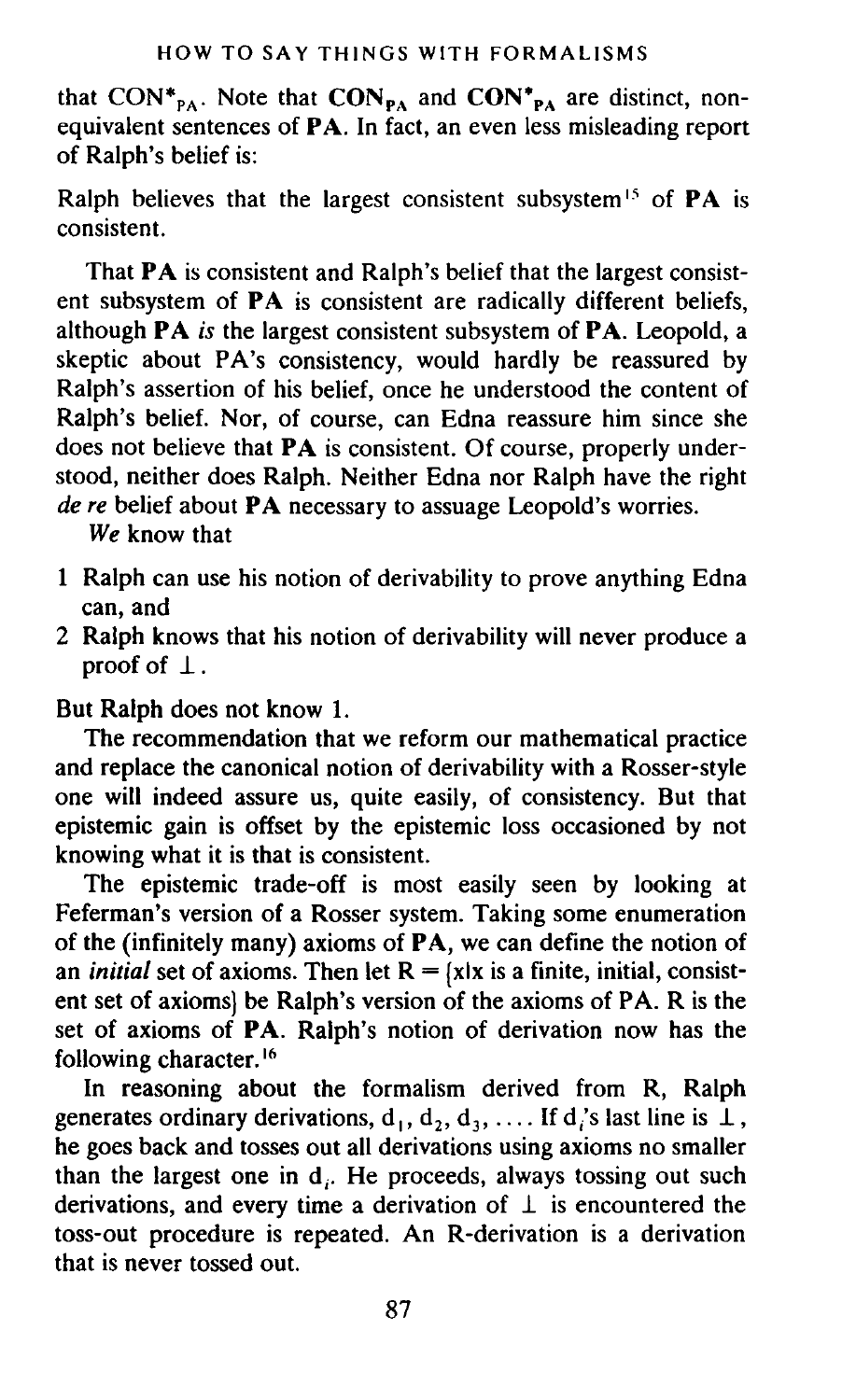that $CON^*_{PA}$. Note that $\mathbf{CON_{PA}}$ and $\mathbf{CON^*_{PA}}$ are distinct, non-equivalent sentences of **PA**. In fact, an even less misleading report of Ralph's belief is:

Ralph believes that the largest consistent subsystem[15] of **PA** is consistent.

That **PA** is consistent and Ralph's belief that the largest consistent subsystem of **PA** is consistent are radically different beliefs, although **PA** *is* the largest consistent subsystem of **PA**. Leopold, a skeptic about PA's consistency, would hardly be reassured by Ralph's assertion of his belief, once he understood the content of Ralph's belief. Nor, of course, can Edna reassure him since she does not believe that **PA** is consistent. Of course, properly understood, neither does Ralph. Neither Edna nor Ralph have the right *de re* belief about **PA** necessary to assuage Leopold's worries.

*We* know that

1. Ralph can use his notion of derivability to prove anything Edna can, and
2. Ralph knows that his notion of derivability will never produce a proof of $\perp$.

But Ralph does not know 1.

The recommendation that we reform our mathematical practice and replace the canonical notion of derivability with a Rosser-style one will indeed assure us, quite easily, of consistency. But that epistemic gain is offset by the epistemic loss occasioned by not knowing what it is that is consistent.

The epistemic trade-off is most easily seen by looking at Feferman's version of a Rosser system. Taking some enumeration of the (infinitely many) axioms of **PA**, we can define the notion of an *initial* set of axioms. Then let $R = \{x|x$ is a finite, initial, consistent set of axioms$\}$ be Ralph's version of the axioms of PA. R is the set of axioms of **PA**. Ralph's notion of derivation now has the following character.[16]

In reasoning about the formalism derived from R, Ralph generates ordinary derivations, $d_1, d_2, d_3, \ldots$. If $d_i$'s last line is $\perp$, he goes back and tosses out all derivations using axioms no smaller than the largest one in $d_i$. He proceeds, always tossing out such derivations, and every time a derivation of $\perp$ is encountered the toss-out procedure is repeated. An R-derivation is a derivation that is never tossed out.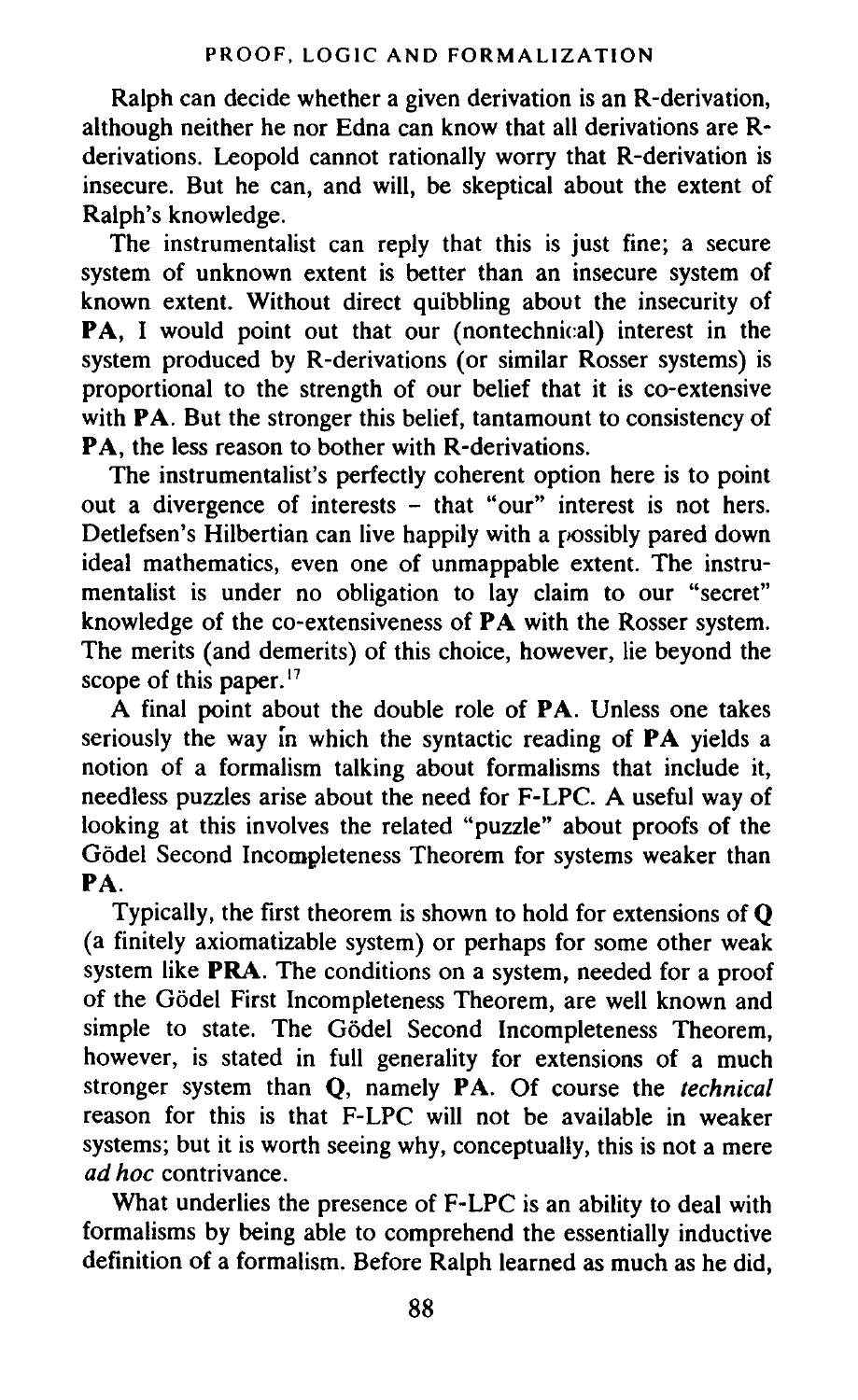Ralph can decide whether a given derivation is an R-derivation, although neither he nor Edna can know that all derivations are R-derivations. Leopold cannot rationally worry that R-derivation is insecure. But he can, and will, be skeptical about the extent of Ralph's knowledge.

The instrumentalist can reply that this is just fine; a secure system of unknown extent is better than an insecure system of known extent. Without direct quibbling about the insecurity of **PA**, I would point out that our (nontechnical) interest in the system produced by R-derivations (or similar Rosser systems) is proportional to the strength of our belief that it is co-extensive with **PA**. But the stronger this belief, tantamount to consistency of **PA**, the less reason to bother with R-derivations.

The instrumentalist's perfectly coherent option here is to point out a divergence of interests – that "our" interest is not hers. Detlefsen's Hilbertian can live happily with a possibly pared down ideal mathematics, even one of unmappable extent. The instrumentalist is under no obligation to lay claim to our "secret" knowledge of the co-extensiveness of **PA** with the Rosser system. The merits (and demerits) of this choice, however, lie beyond the scope of this paper.[17]

A final point about the double role of **PA**. Unless one takes seriously the way in which the syntactic reading of **PA** yields a notion of a formalism talking about formalisms that include it, needless puzzles arise about the need for F-LPC. A useful way of looking at this involves the related "puzzle" about proofs of the Gödel Second Incompleteness Theorem for systems weaker than **PA**.

Typically, the first theorem is shown to hold for extensions of **Q** (a finitely axiomatizable system) or perhaps for some other weak system like **PRA**. The conditions on a system, needed for a proof of the Gödel First Incompleteness Theorem, are well known and simple to state. The Gödel Second Incompleteness Theorem, however, is stated in full generality for extensions of a much stronger system than **Q**, namely **PA**. Of course the *technical* reason for this is that F-LPC will not be available in weaker systems; but it is worth seeing why, conceptually, this is not a mere *ad hoc* contrivance.

What underlies the presence of F-LPC is an ability to deal with formalisms by being able to comprehend the essentially inductive definition of a formalism. Before Ralph learned as much as he did,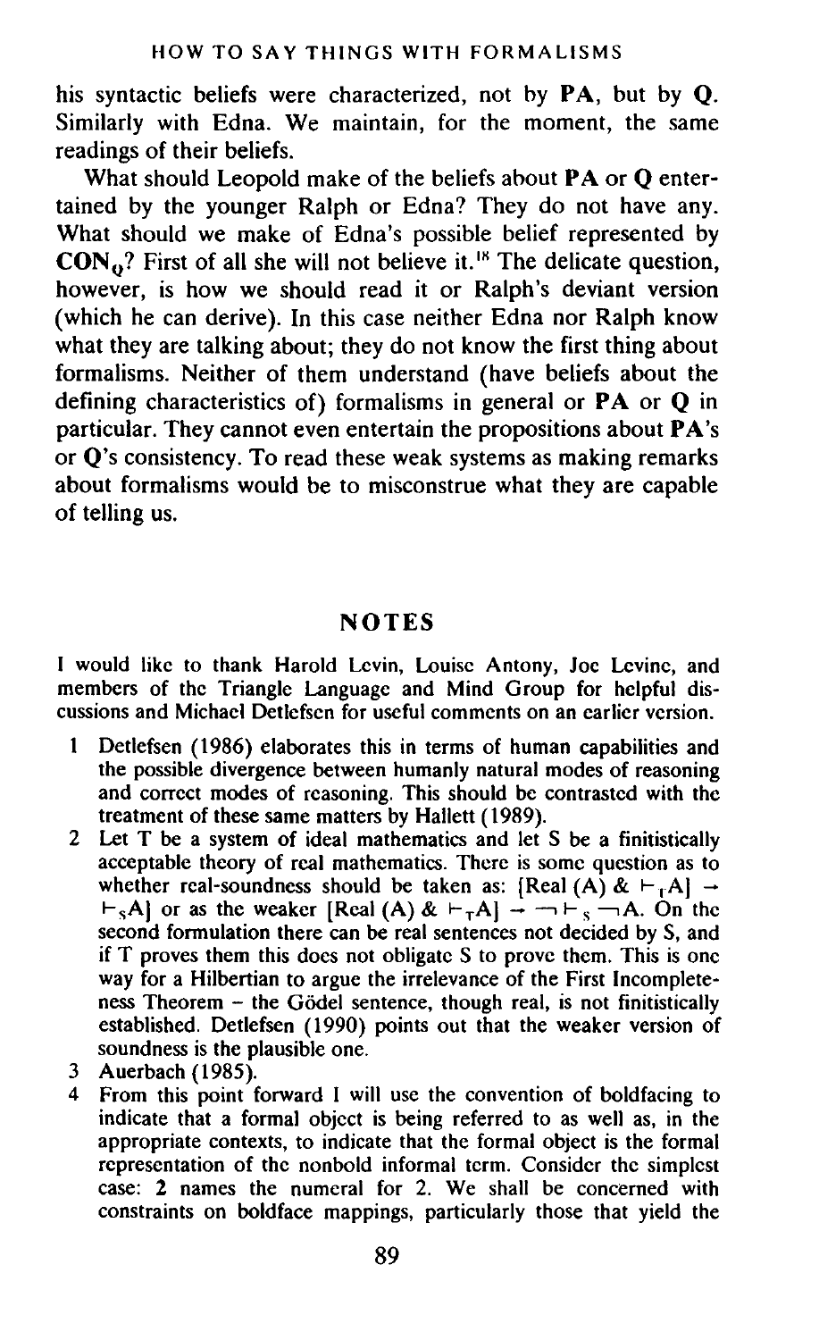his syntactic beliefs were characterized, not by **PA**, but by **Q**. Similarly with Edna. We maintain, for the moment, the same readings of their beliefs.

What should Leopold make of the beliefs about **PA** or **Q** entertained by the younger Ralph or Edna? They do not have any. What should we make of Edna's possible belief represented by $\mathbf{CON_Q}$? First of all she will not believe it.[18] The delicate question, however, is how we should read it or Ralph's deviant version (which he can derive). In this case neither Edna nor Ralph know what they are talking about; they do not know the first thing about formalisms. Neither of them understand (have beliefs about the defining characteristics of) formalisms in general or **PA** or **Q** in particular. They cannot even entertain the propositions about **PA**'s or **Q**'s consistency. To read these weak systems as making remarks about formalisms would be to misconstrue what they are capable of telling us.

## NOTES

I would like to thank Harold Levin, Louise Antony, Joe Levine, and members of the Triangle Language and Mind Group for helpful discussions and Michael Detlefsen for useful comments on an earlier version.

1. Detlefsen (1986) elaborates this in terms of human capabilities and the possible divergence between humanly natural modes of reasoning and correct modes of reasoning. This should be contrasted with the treatment of these same matters by Hallett (1989).
2. Let T be a system of ideal mathematics and let S be a finitistically acceptable theory of real mathematics. There is some question as to whether real-soundness should be taken as: $[\text{Real}(A) \; \& \; \vdash_T A] \rightarrow \vdash_S A]$ or as the weaker $[\text{Real}(A) \; \& \; \vdash_T A] \rightarrow \neg\vdash_S \neg A$. On the second formulation there can be real sentences not decided by S, and if T proves them this does not obligate S to prove them. This is one way for a Hilbertian to argue the irrelevance of the First Incompleteness Theorem – the Gödel sentence, though real, is not finitistically established. Detlefsen (1990) points out that the weaker version of soundness is the plausible one.
3. Auerbach (1985).
4. From this point forward I will use the convention of boldfacing to indicate that a formal object is being referred to as well as, in the appropriate contexts, to indicate that the formal object is the formal representation of the nonbold informal term. Consider the simplest case: **2** names the numeral for 2. We shall be concerned with constraints on boldface mappings, particularly those that yield the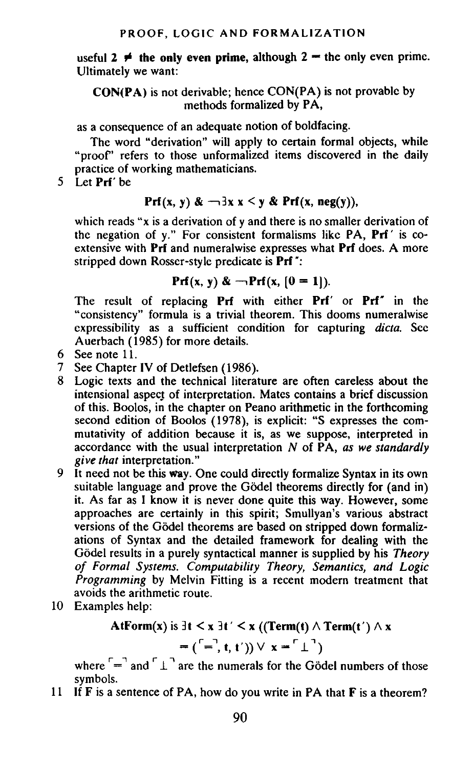useful **2** ≠ **the only even prime**, although 2 = the only even prime. Ultimately we want:

> **CON(PA)** is not derivable; hence CON(PA) is not provable by methods formalized by PA,

as a consequence of an adequate notion of boldfacing.

The word "derivation" will apply to certain formal objects, while "proof" refers to those unformalized items discovered in the daily practice of working mathematicians.

5 Let **Prf′** be

$$\mathbf{Prf(x, y)\ \&\ \neg\exists x\ x < y\ \&\ Prf(x, neg(y))},$$

which reads "x is a derivation of y and there is no smaller derivation of the negation of y." For consistent formalisms like PA, **Prf′** is co-extensive with **Prf** and numeralwise expresses what **Prf** does. A more stripped down Rosser-style predicate is **Prf″**:

$$\mathbf{Prf(x, y)\ \&\ \neg Prf(x, [0 = 1])}.$$

The result of replacing **Prf** with either **Prf′** or **Prf″** in the "consistency" formula is a trivial theorem. This dooms numeralwise expressibility as a sufficient condition for capturing *dicta.* See Auerbach (1985) for more details.

6 See note 11.

7 See Chapter IV of Detlefsen (1986).

8 Logic texts and the technical literature are often careless about the intensional aspect of interpretation. Mates contains a brief discussion of this. Boolos, in the chapter on Peano arithmetic in the forthcoming second edition of Boolos (1978), is explicit: "S expresses the commutativity of addition because it is, as we suppose, interpreted in accordance with the usual interpretation *N* of PA, *as we standardly give that* interpretation."

9 It need not be this way. One could directly formalize Syntax in its own suitable language and prove the Gödel theorems directly for (and in) it. As far as I know it is never done quite this way. However, some approaches are certainly in this spirit; Smullyan's various abstract versions of the Gödel theorems are based on stripped down formalizations of Syntax and the detailed framework for dealing with the Gödel results in a purely syntactical manner is supplied by his *Theory of Formal Systems. Computability Theory, Semantics, and Logic Programming* by Melvin Fitting is a recent modern treatment that avoids the arithmetic route.

10 Examples help:

$$\mathbf{AtForm(x)}\ \text{is}\ \exists \mathbf{t} < \mathbf{x}\ \exists \mathbf{t}' < \mathbf{x}\ ((\mathbf{Term(t)} \wedge \mathbf{Term(t')}) \wedge \mathbf{x} = (\ulcorner = \urcorner, \mathbf{t}, \mathbf{t'})) \vee \mathbf{x} = \ulcorner \bot \urcorner)$$

where $\ulcorner = \urcorner$ and $\ulcorner \bot \urcorner$ are the numerals for the Gödel numbers of those symbols.

11 If **F** is a sentence of PA, how do you write in PA that **F** is a theorem?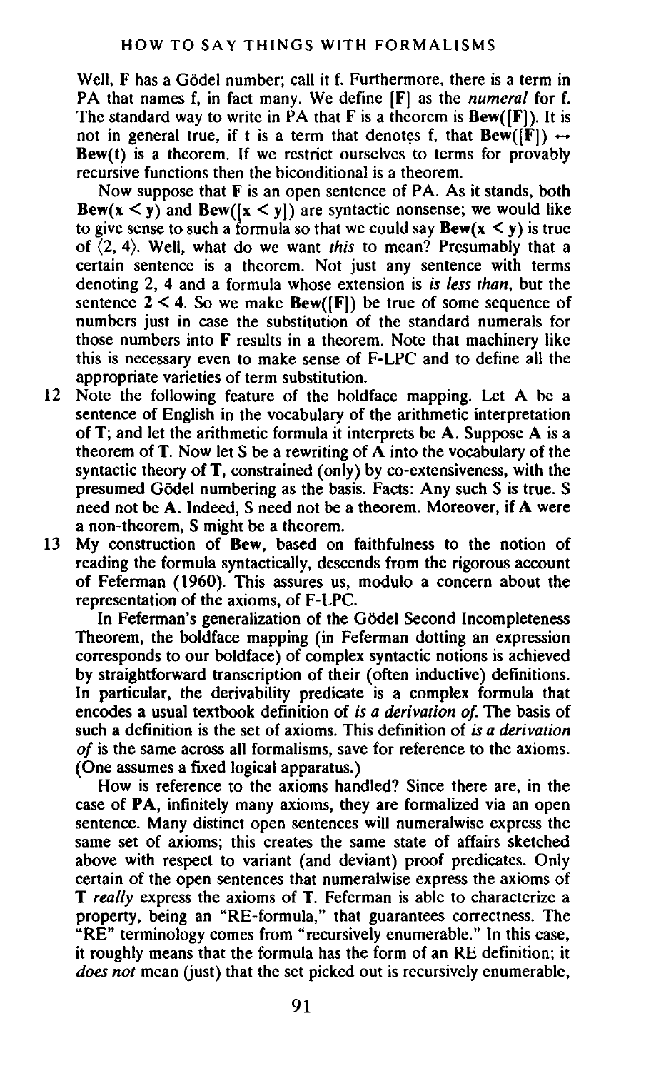Well, **F** has a Gödel number; call it f. Furthermore, there is a term in PA that names f, in fact many. We define [**F**] as the *numeral* for f. The standard way to write in PA that **F** is a theorem is **Bew**([**F**]). It is not in general true, if **t** is a term that denotes f, that **Bew**([**F**]) $\leftrightarrow$ **Bew**(**t**) is a theorem. If we restrict ourselves to terms for provably recursive functions then the biconditional is a theorem.

Now suppose that **F** is an open sentence of PA. As it stands, both **Bew**(**x** < **y**) and **Bew**([**x** < **y**]) are syntactic nonsense; we would like to give sense to such a formula so that we could say **Bew**(**x** < **y**) is true of $\langle 2, 4 \rangle$. Well, what do we want *this* to mean? Presumably that a certain sentence is a theorem. Not just any sentence with terms denoting 2, 4 and a formula whose extension is *is less than*, but the sentence **2** < **4**. So we make **Bew**([**F**]) be true of some sequence of numbers just in case the substitution of the standard numerals for those numbers into **F** results in a theorem. Note that machinery like this is necessary even to make sense of F-LPC and to define all the appropriate varieties of term substitution.

12 Note the following feature of the boldface mapping. Let A be a sentence of English in the vocabulary of the arithmetic interpretation of **T**; and let the arithmetic formula it interprets be **A**. Suppose **A** is a theorem of **T**. Now let S be a rewriting of **A** into the vocabulary of the syntactic theory of **T**, constrained (only) by co-extensiveness, with the presumed Gödel numbering as the basis. Facts: Any such S is true. S need not be **A**. Indeed, S need not be a theorem. Moreover, if **A** were a non-theorem, S might be a theorem.

13 My construction of **Bew**, based on faithfulness to the notion of reading the formula syntactically, descends from the rigorous account of Feferman (1960). This assures us, modulo a concern about the representation of the axioms, of F-LPC.

In Feferman's generalization of the Gödel Second Incompleteness Theorem, the boldface mapping (in Feferman dotting an expression corresponds to our boldface) of complex syntactic notions is achieved by straightforward transcription of their (often inductive) definitions. In particular, the derivability predicate is a complex formula that encodes a usual textbook definition of *is a derivation of*. The basis of such a definition is the set of axioms. This definition of *is a derivation of* is the same across all formalisms, save for reference to the axioms. (One assumes a fixed logical apparatus.)

How is reference to the axioms handled? Since there are, in the case of **PA**, infinitely many axioms, they are formalized via an open sentence. Many distinct open sentences will numeralwise express the same set of axioms; this creates the same state of affairs sketched above with respect to variant (and deviant) proof predicates. Only certain of the open sentences that numeralwise express the axioms of **T** *really* express the axioms of **T**. Feferman is able to characterize a property, being an "RE-formula," that guarantees correctness. The "RE" terminology comes from "recursively enumerable." In this case, it roughly means that the formula has the form of an RE definition; it *does not* mean (just) that the set picked out is recursively enumerable,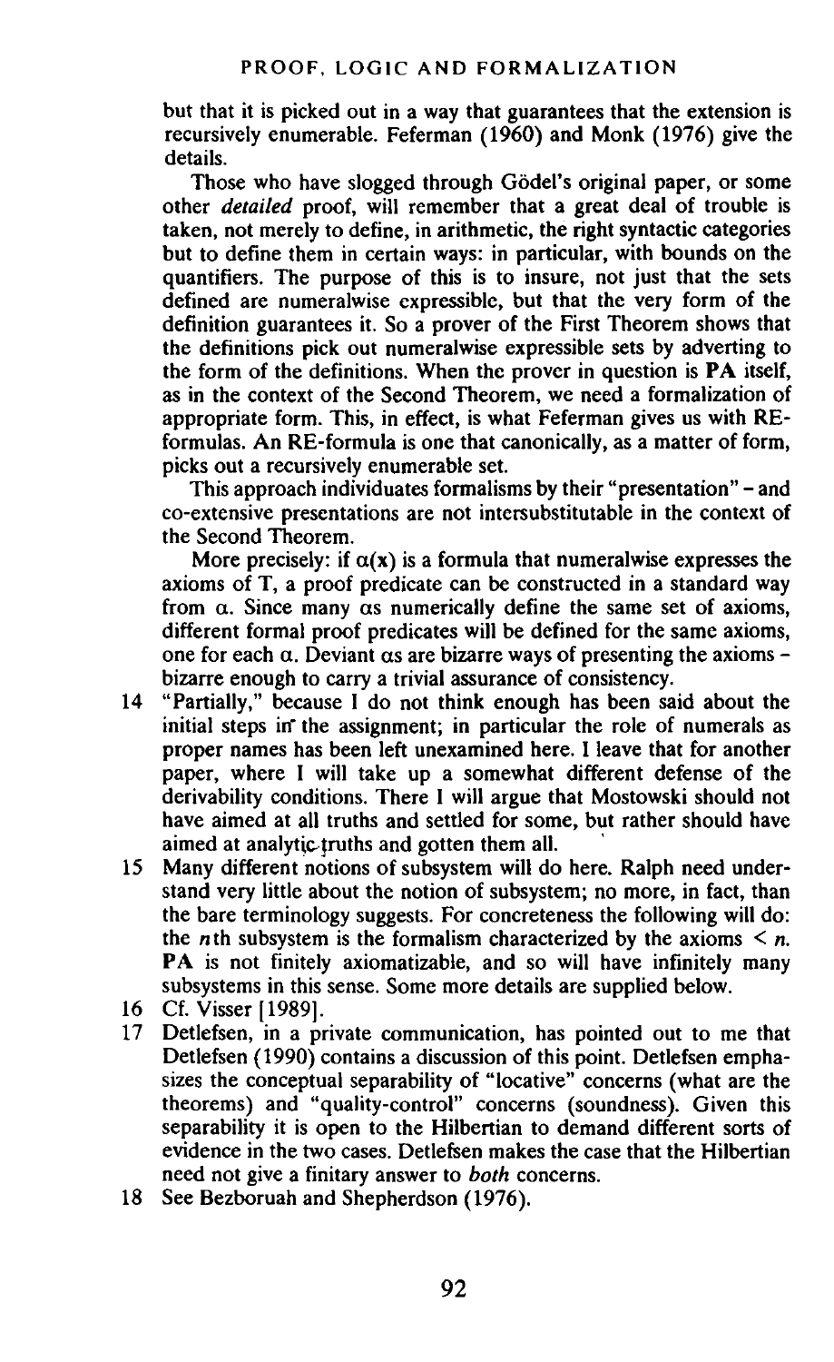but that it is picked out in a way that guarantees that the extension is recursively enumerable. Feferman (1960) and Monk (1976) give the details.

Those who have slogged through Gödel's original paper, or some other *detailed* proof, will remember that a great deal of trouble is taken, not merely to define, in arithmetic, the right syntactic categories but to define them in certain ways: in particular, with bounds on the quantifiers. The purpose of this is to insure, not just that the sets defined are numeralwise expressible, but that the very form of the definition guarantees it. So a prover of the First Theorem shows that the definitions pick out numeralwise expressible sets by adverting to the form of the definitions. When the prover in question is **PA** itself, as in the context of the Second Theorem, we need a formalization of appropriate form. This, in effect, is what Feferman gives us with RE-formulas. An RE-formula is one that canonically, as a matter of form, picks out a recursively enumerable set.

This approach individuates formalisms by their "presentation" – and co-extensive presentations are not intersubstitutable in the context of the Second Theorem.

More precisely: if $\alpha(x)$ is a formula that numeralwise expresses the axioms of T, a proof predicate can be constructed in a standard way from $\alpha$. Since many $\alpha$s numerically define the same set of axioms, different formal proof predicates will be defined for the same axioms, one for each $\alpha$. Deviant $\alpha$s are bizarre ways of presenting the axioms – bizarre enough to carry a trivial assurance of consistency.

14 "Partially," because I do not think enough has been said about the initial steps in the assignment; in particular the role of numerals as proper names has been left unexamined here. I leave that for another paper, where I will take up a somewhat different defense of the derivability conditions. There I will argue that Mostowski should not have aimed at all truths and settled for some, but rather should have aimed at analytic truths and gotten them all.

15 Many different notions of subsystem will do here. Ralph need understand very little about the notion of subsystem; no more, in fact, than the bare terminology suggests. For concreteness the following will do: the $n$th subsystem is the formalism characterized by the axioms $< n$. **PA** is not finitely axiomatizable, and so will have infinitely many subsystems in this sense. Some more details are supplied below.

16 Cf. Visser [1989].

17 Detlefsen, in a private communication, has pointed out to me that Detlefsen (1990) contains a discussion of this point. Detlefsen emphasizes the conceptual separability of "locative" concerns (what are the theorems) and "quality-control" concerns (soundness). Given this separability it is open to the Hilbertian to demand different sorts of evidence in the two cases. Detlefsen makes the case that the Hilbertian need not give a finitary answer to *both* concerns.

18 See Bezboruah and Shepherdson (1976).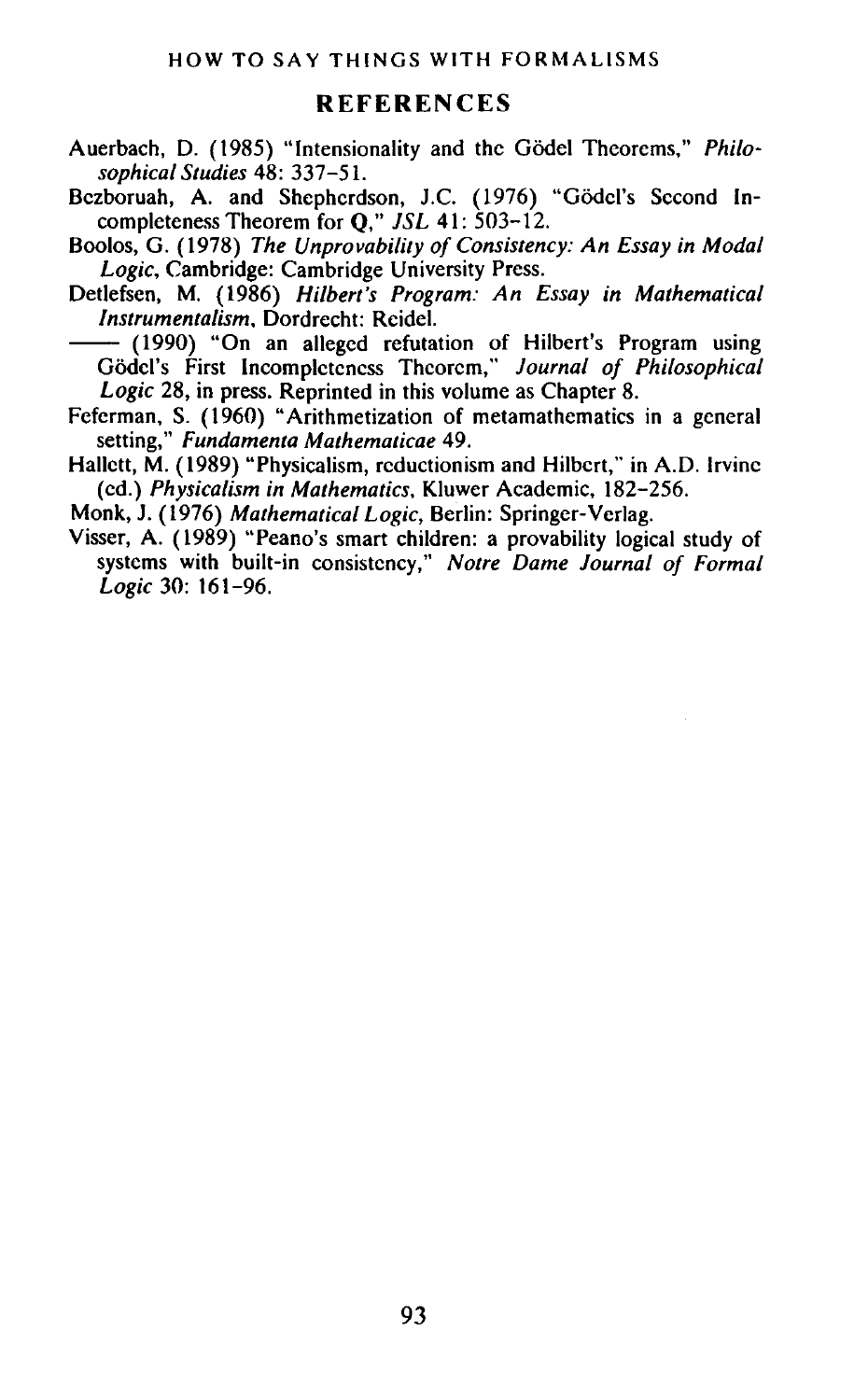## REFERENCES

Auerbach, D. (1985) "Intensionality and the Gödel Theorems," *Philosophical Studies* 48: 337–51.

Bezboruah, A. and Shepherdson, J.C. (1976) "Gödel's Second Incompleteness Theorem for **Q**," *JSL* 41: 503–12.

Boolos, G. (1978) *The Unprovability of Consistency: An Essay in Modal Logic*, Cambridge: Cambridge University Press.

Detlefsen, M. (1986) *Hilbert's Program: An Essay in Mathematical Instrumentalism*, Dordrecht: Reidel.

—— (1990) "On an alleged refutation of Hilbert's Program using Gödel's First Incompleteness Theorem," *Journal of Philosophical Logic* 28, in press. Reprinted in this volume as Chapter 8.

Feferman, S. (1960) "Arithmetization of metamathematics in a general setting," *Fundamenta Mathematicae* 49.

Hallett, M. (1989) "Physicalism, reductionism and Hilbert," in A.D. Irvine (ed.) *Physicalism in Mathematics*, Kluwer Academic, 182–256.

Monk, J. (1976) *Mathematical Logic*, Berlin: Springer-Verlag.

Visser, A. (1989) "Peano's smart children: a provability logical study of systems with built-in consistency," *Notre Dame Journal of Formal Logic* 30: 161–96.